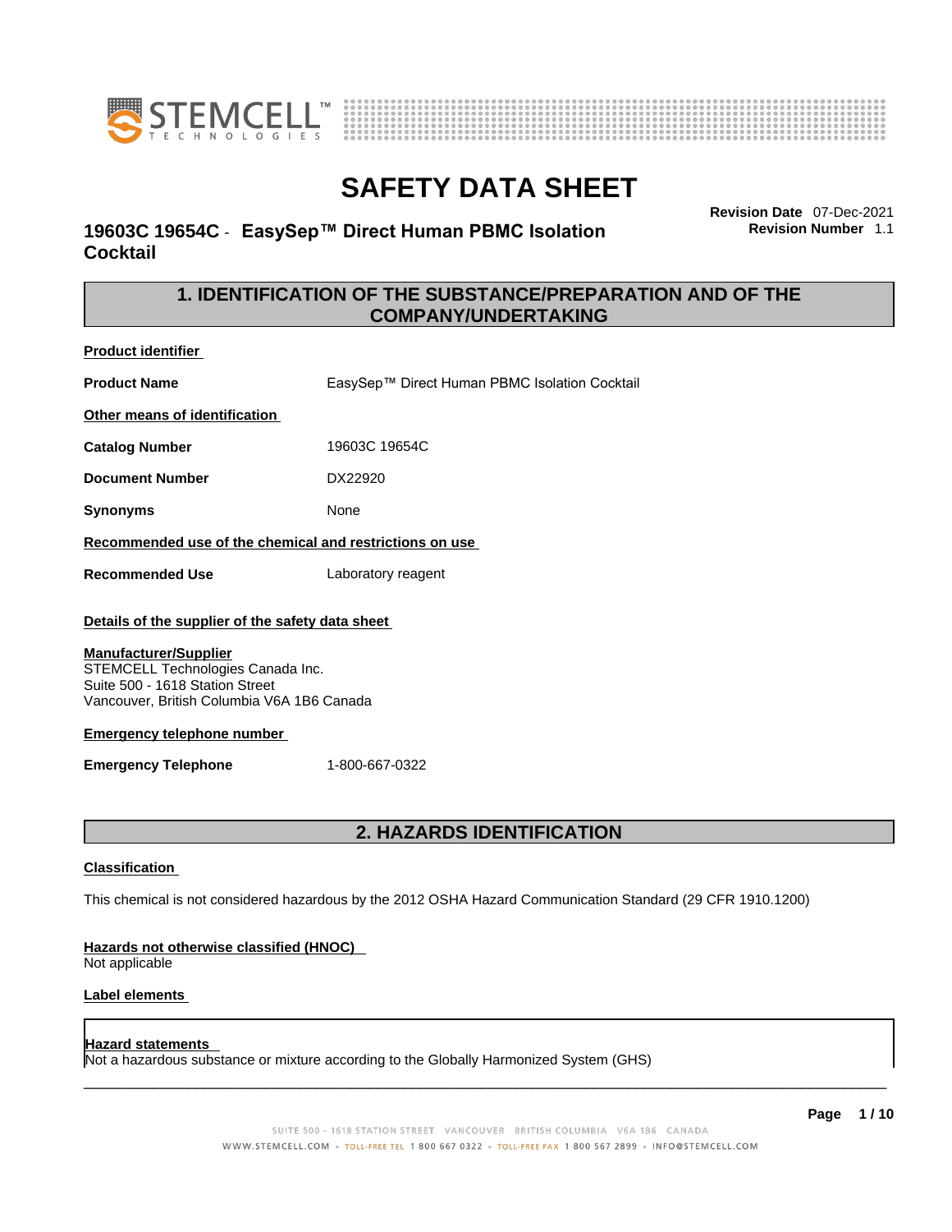# SAFETY DATA SHEET

**19603C 19654C - EasySep™ Direct Human PBMC Isolation Cocktail**

**Revision Date** 07-Dec-2021
**Revision Number** 1.1

## 1. IDENTIFICATION OF THE SUBSTANCE/PREPARATION AND OF THE COMPANY/UNDERTAKING

**Product identifier**

**Product Name** EasySep™ Direct Human PBMC Isolation Cocktail

**Other means of identification**

**Catalog Number** 19603C 19654C

**Document Number** DX22920

**Synonyms** None

**Recommended use of the chemical and restrictions on use**

**Recommended Use** Laboratory reagent

**Details of the supplier of the safety data sheet**

**Manufacturer/Supplier**
STEMCELL Technologies Canada Inc.
Suite 500 - 1618 Station Street
Vancouver, British Columbia V6A 1B6 Canada

**Emergency telephone number**

**Emergency Telephone** 1-800-667-0322

## 2. HAZARDS IDENTIFICATION

**Classification**

This chemical is not considered hazardous by the 2012 OSHA Hazard Communication Standard (29 CFR 1910.1200)

**Hazards not otherwise classified (HNOC)**
Not applicable

**Label elements**

**Hazard statements**
Not a hazardous substance or mixture according to the Globally Harmonized System (GHS)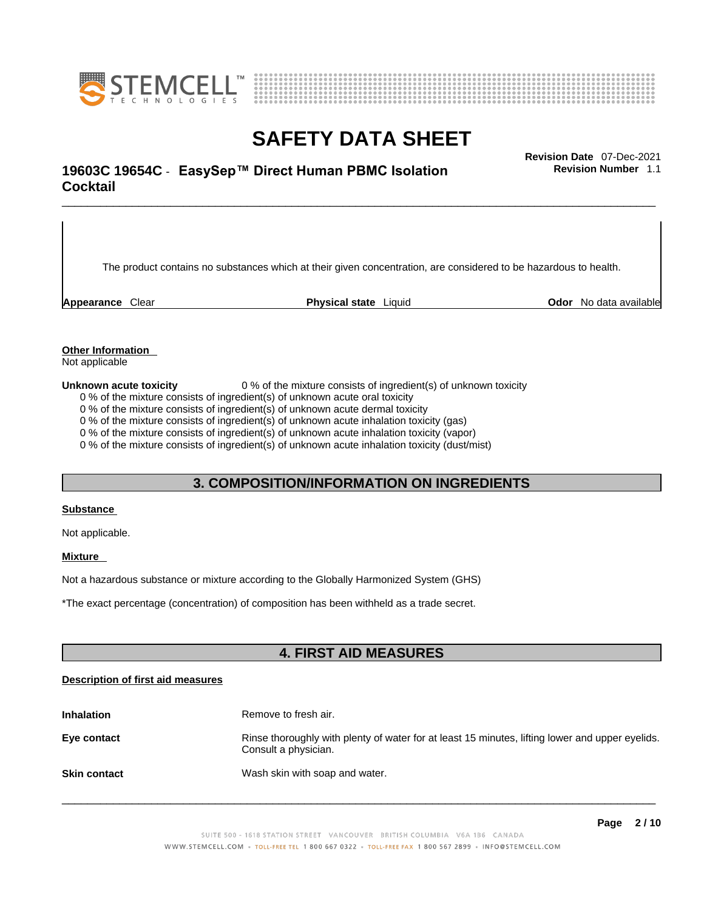The product contains no substances which at their given concentration, are considered to be hazardous to health.

**Appearance** Clear **Physical state** Liquid **Odor** No data available

**Other Information**

Not applicable

**Unknown acute toxicity** 0 % of the mixture consists of ingredient(s) of unknown toxicity

0 % of the mixture consists of ingredient(s) of unknown acute oral toxicity
0 % of the mixture consists of ingredient(s) of unknown acute dermal toxicity
0 % of the mixture consists of ingredient(s) of unknown acute inhalation toxicity (gas)
0 % of the mixture consists of ingredient(s) of unknown acute inhalation toxicity (vapor)
0 % of the mixture consists of ingredient(s) of unknown acute inhalation toxicity (dust/mist)

## 3. COMPOSITION/INFORMATION ON INGREDIENTS

**Substance**

Not applicable.

**Mixture**

Not a hazardous substance or mixture according to the Globally Harmonized System (GHS)

*The exact percentage (concentration) of composition has been withheld as a trade secret.

## 4. FIRST AID MEASURES

**Description of first aid measures**

**Inhalation** Remove to fresh air.

**Eye contact** Rinse thoroughly with plenty of water for at least 15 minutes, lifting lower and upper eyelids. Consult a physician.

**Skin contact** Wash skin with soap and water.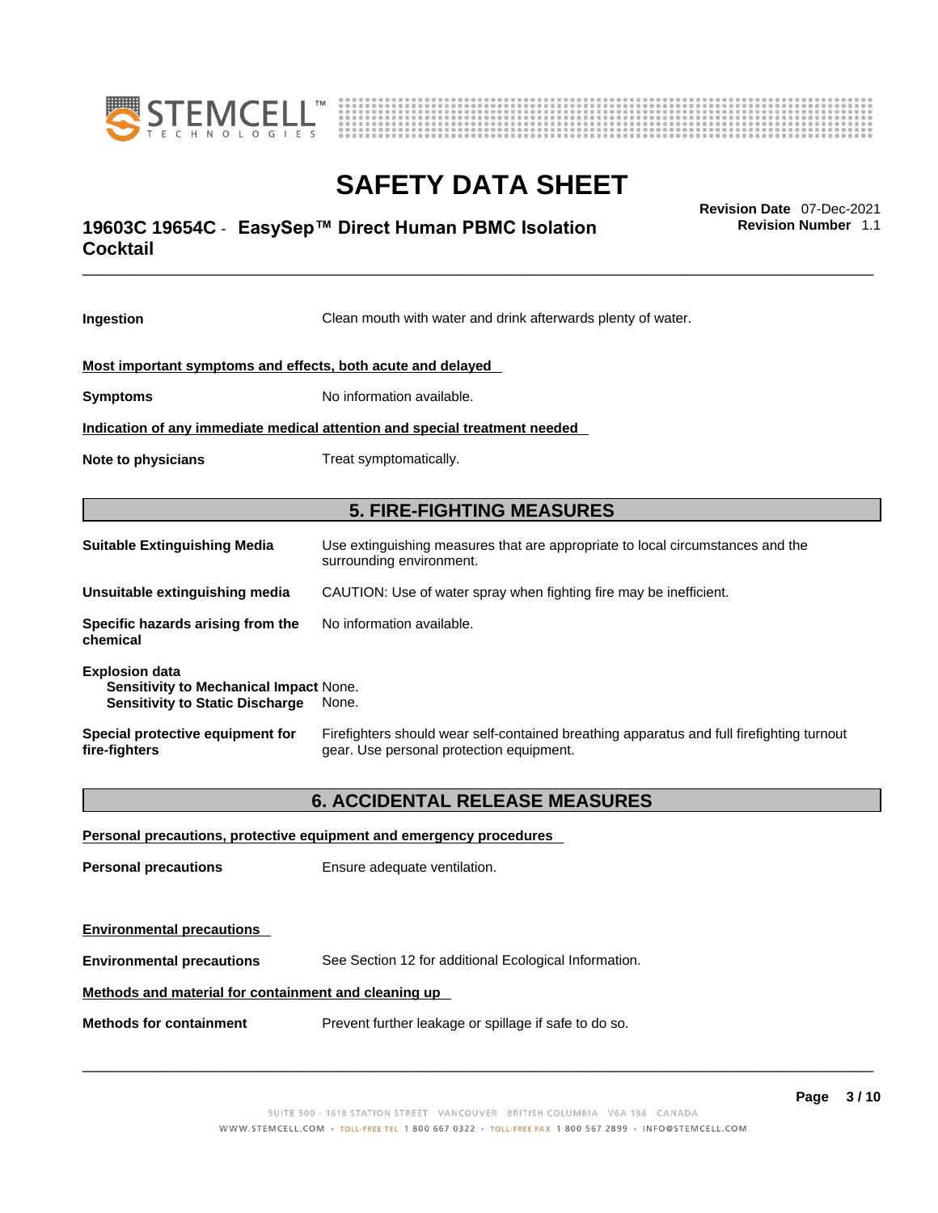**Ingestion** Clean mouth with water and drink afterwards plenty of water.

**Most important symptoms and effects, both acute and delayed**

**Symptoms** No information available.

**Indication of any immediate medical attention and special treatment needed**

**Note to physicians** Treat symptomatically.

## 5. FIRE-FIGHTING MEASURES

**Suitable Extinguishing Media** Use extinguishing measures that are appropriate to local circumstances and the surrounding environment.

**Unsuitable extinguishing media** CAUTION: Use of water spray when fighting fire may be inefficient.

**Specific hazards arising from the chemical** No information available.

**Explosion data**
**Sensitivity to Mechanical Impact** None.
**Sensitivity to Static Discharge** None.

**Special protective equipment for fire-fighters** Firefighters should wear self-contained breathing apparatus and full firefighting turnout gear. Use personal protection equipment.

## 6. ACCIDENTAL RELEASE MEASURES

**Personal precautions, protective equipment and emergency procedures**

**Personal precautions** Ensure adequate ventilation.

**Environmental precautions**

**Environmental precautions** See Section 12 for additional Ecological Information.

**Methods and material for containment and cleaning up**

**Methods for containment** Prevent further leakage or spillage if safe to do so.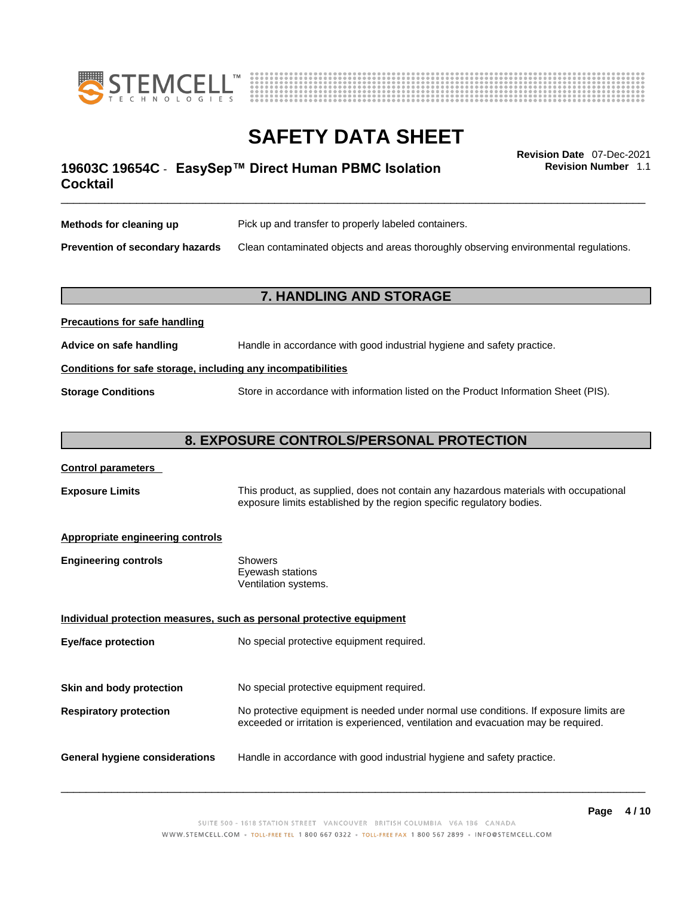| | |
|---|---|
| **Methods for cleaning up** | Pick up and transfer to properly labeled containers. |
| **Prevention of secondary hazards** | Clean contaminated objects and areas thoroughly observing environmental regulations. |

## 7. HANDLING AND STORAGE

**Precautions for safe handling**

| | |
|---|---|
| **Advice on safe handling** | Handle in accordance with good industrial hygiene and safety practice. |

**Conditions for safe storage, including any incompatibilities**

| | |
|---|---|
| **Storage Conditions** | Store in accordance with information listed on the Product Information Sheet (PIS). |

## 8. EXPOSURE CONTROLS/PERSONAL PROTECTION

**Control parameters**

| | |
|---|---|
| **Exposure Limits** | This product, as supplied, does not contain any hazardous materials with occupational exposure limits established by the region specific regulatory bodies. |

**Appropriate engineering controls**

| | |
|---|---|
| **Engineering controls** | Showers<br>Eyewash stations<br>Ventilation systems. |

**Individual protection measures, such as personal protective equipment**

| | |
|---|---|
| **Eye/face protection** | No special protective equipment required. |
| **Skin and body protection** | No special protective equipment required. |
| **Respiratory protection** | No protective equipment is needed under normal use conditions. If exposure limits are exceeded or irritation is experienced, ventilation and evacuation may be required. |
| **General hygiene considerations** | Handle in accordance with good industrial hygiene and safety practice. |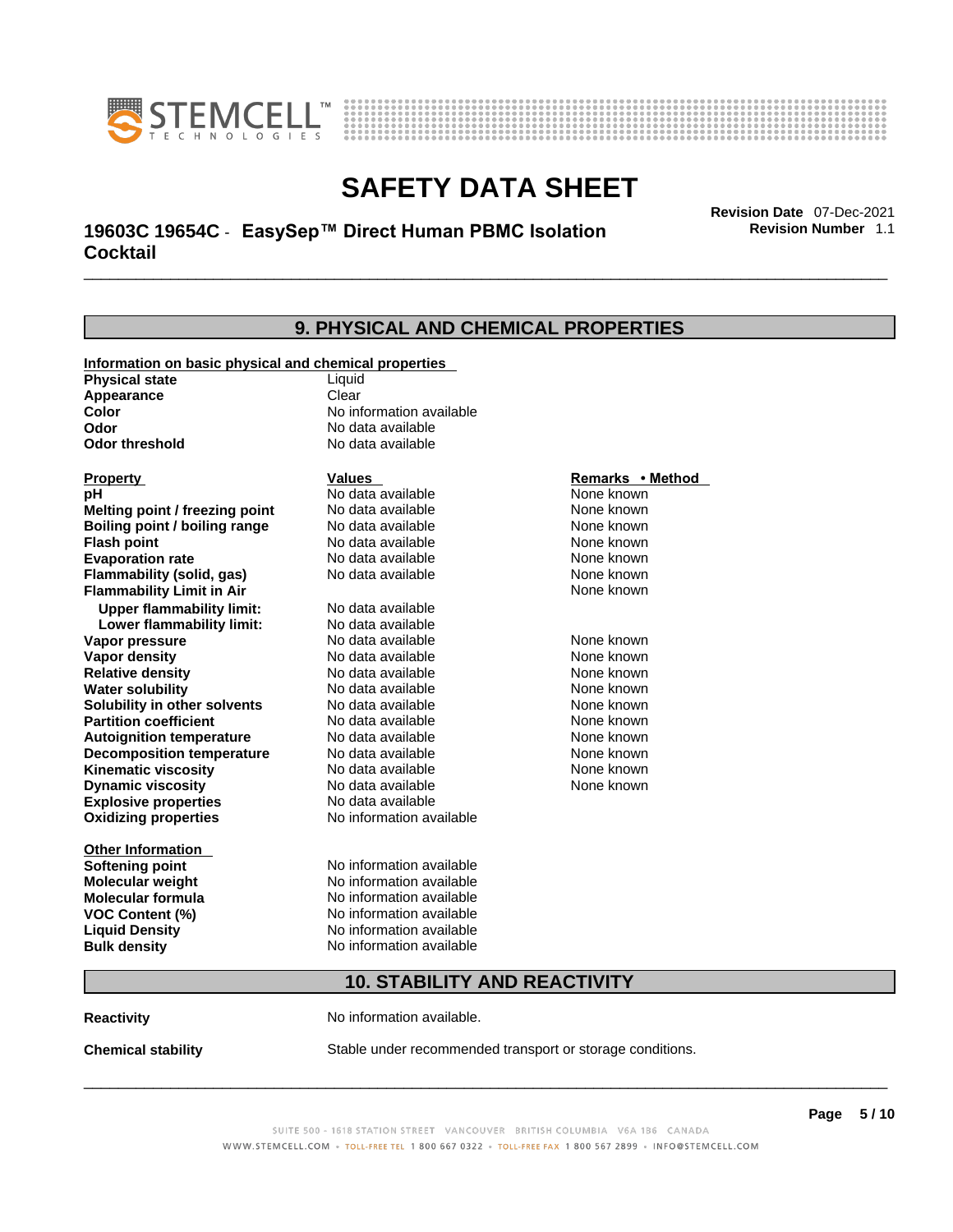## 9. PHYSICAL AND CHEMICAL PROPERTIES

**Information on basic physical and chemical properties**

| | |
|---|---|
| **Physical state** | Liquid |
| **Appearance** | Clear |
| **Color** | No information available |
| **Odor** | No data available |
| **Odor threshold** | No data available |

| Property | Values | Remarks • Method |
|---|---|---|
| **pH** | No data available | None known |
| **Melting point / freezing point** | No data available | None known |
| **Boiling point / boiling range** | No data available | None known |
| **Flash point** | No data available | None known |
| **Evaporation rate** | No data available | None known |
| **Flammability (solid, gas)** | No data available | None known |
| **Flammability Limit in Air** | | None known |
| **Upper flammability limit:** | No data available | |
| **Lower flammability limit:** | No data available | |
| **Vapor pressure** | No data available | None known |
| **Vapor density** | No data available | None known |
| **Relative density** | No data available | None known |
| **Water solubility** | No data available | None known |
| **Solubility in other solvents** | No data available | None known |
| **Partition coefficient** | No data available | None known |
| **Autoignition temperature** | No data available | None known |
| **Decomposition temperature** | No data available | None known |
| **Kinematic viscosity** | No data available | None known |
| **Dynamic viscosity** | No data available | None known |
| **Explosive properties** | No data available | |
| **Oxidizing properties** | No information available | |

**Other Information**

| | |
|---|---|
| **Softening point** | No information available |
| **Molecular weight** | No information available |
| **Molecular formula** | No information available |
| **VOC Content (%)** | No information available |
| **Liquid Density** | No information available |
| **Bulk density** | No information available |

## 10. STABILITY AND REACTIVITY

**Reactivity** No information available.

**Chemical stability** Stable under recommended transport or storage conditions.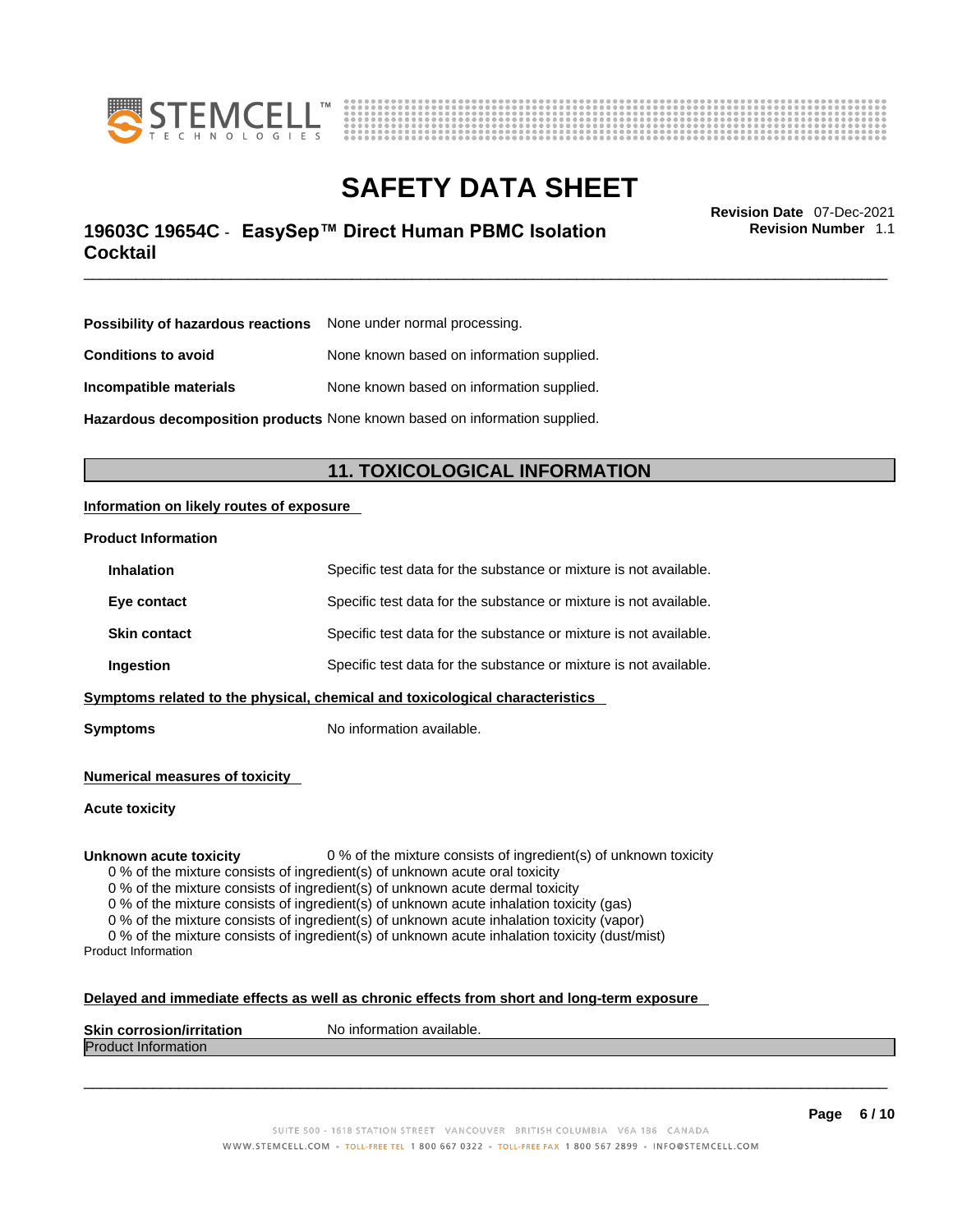**Possibility of hazardous reactions** None under normal processing.

**Conditions to avoid** None known based on information supplied.

**Incompatible materials** None known based on information supplied.

**Hazardous decomposition products** None known based on information supplied.

## 11. TOXICOLOGICAL INFORMATION

**Information on likely routes of exposure**

**Product Information**

**Inhalation** Specific test data for the substance or mixture is not available.

**Eye contact** Specific test data for the substance or mixture is not available.

**Skin contact** Specific test data for the substance or mixture is not available.

**Ingestion** Specific test data for the substance or mixture is not available.

**Symptoms related to the physical, chemical and toxicological characteristics**

**Symptoms** No information available.

**Numerical measures of toxicity**

**Acute toxicity**

**Unknown acute toxicity** 0 % of the mixture consists of ingredient(s) of unknown toxicity

0 % of the mixture consists of ingredient(s) of unknown acute oral toxicity
0 % of the mixture consists of ingredient(s) of unknown acute dermal toxicity
0 % of the mixture consists of ingredient(s) of unknown acute inhalation toxicity (gas)
0 % of the mixture consists of ingredient(s) of unknown acute inhalation toxicity (vapor)
0 % of the mixture consists of ingredient(s) of unknown acute inhalation toxicity (dust/mist)

Product Information

**Delayed and immediate effects as well as chronic effects from short and long-term exposure**

**Skin corrosion/irritation** No information available.

Product Information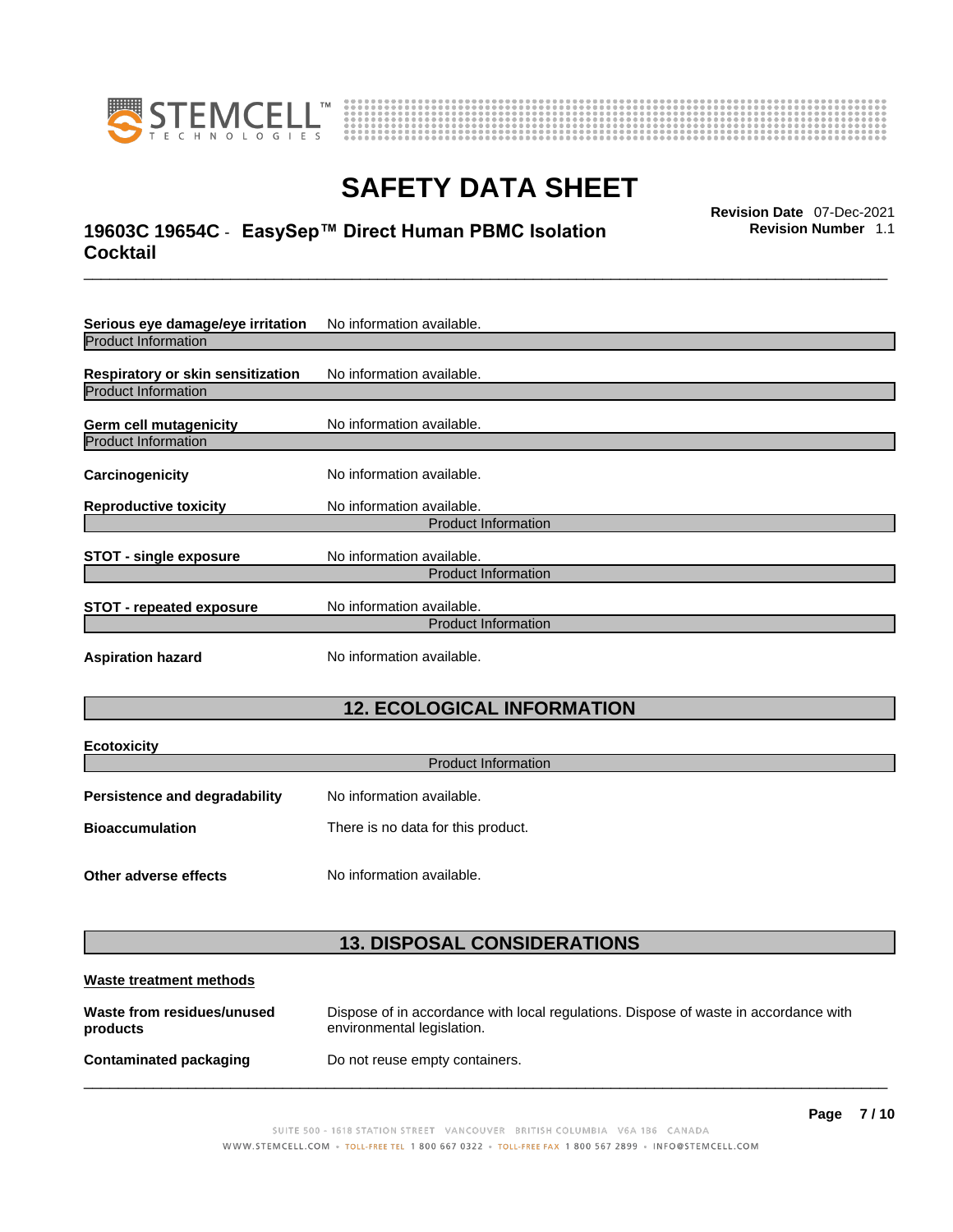| | |
|---|---|
| **Serious eye damage/eye irritation** | No information available. |

Product Information

| | |
|---|---|
| **Respiratory or skin sensitization** | No information available. |

Product Information

| | |
|---|---|
| **Germ cell mutagenicity** | No information available. |

Product Information

| | |
|---|---|
| **Carcinogenicity** | No information available. |
| **Reproductive toxicity** | No information available. |

Product Information

| | |
|---|---|
| **STOT - single exposure** | No information available. |

Product Information

| | |
|---|---|
| **STOT - repeated exposure** | No information available. |

Product Information

| | |
|---|---|
| **Aspiration hazard** | No information available. |

## 12. ECOLOGICAL INFORMATION

**Ecotoxicity**

Product Information

| | |
|---|---|
| **Persistence and degradability** | No information available. |
| **Bioaccumulation** | There is no data for this product. |
| **Other adverse effects** | No information available. |

## 13. DISPOSAL CONSIDERATIONS

**Waste treatment methods**

| | |
|---|---|
| **Waste from residues/unused products** | Dispose of in accordance with local regulations. Dispose of waste in accordance with environmental legislation. |
| **Contaminated packaging** | Do not reuse empty containers. |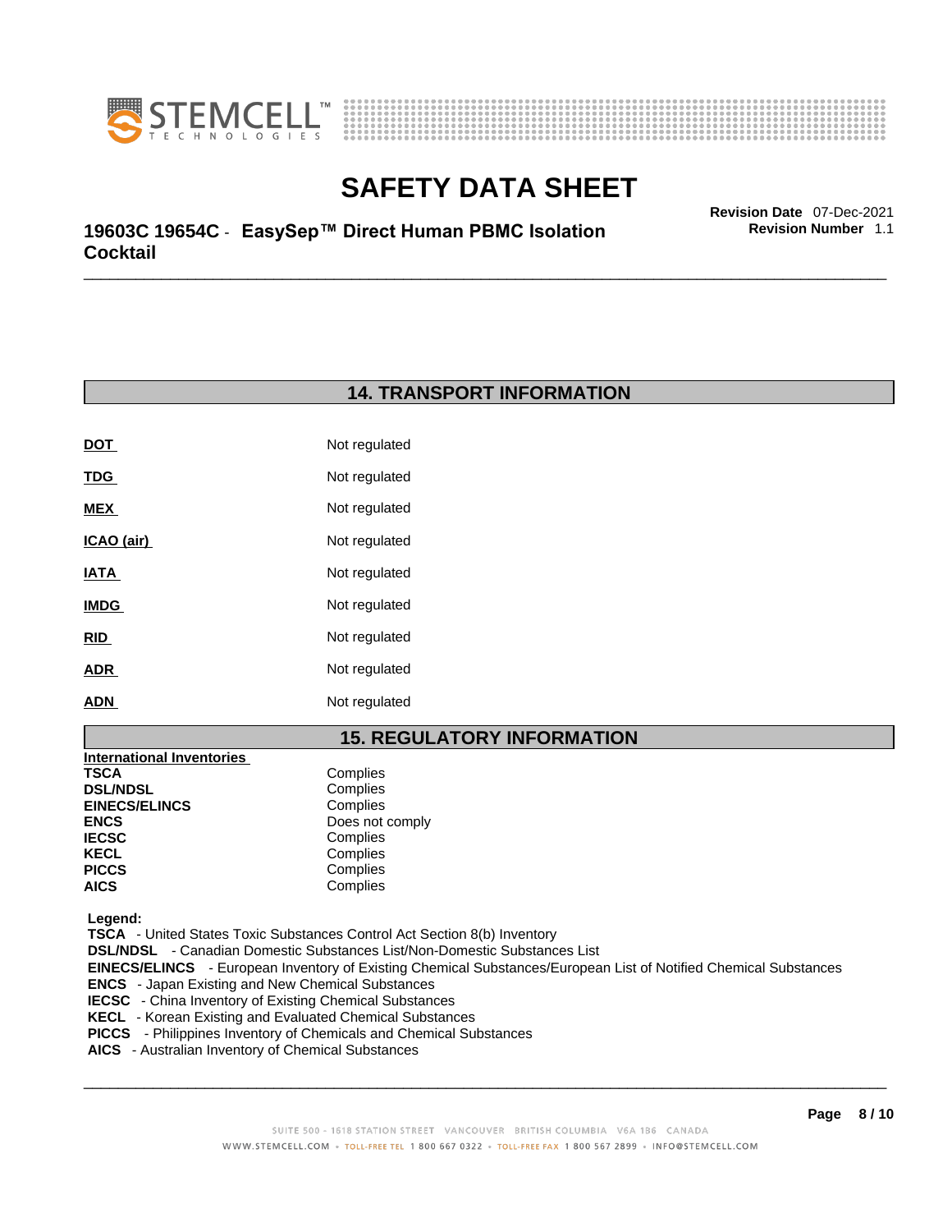## 14. TRANSPORT INFORMATION

| | |
|---|---|
| **DOT** | Not regulated |
| **TDG** | Not regulated |
| **MEX** | Not regulated |
| **ICAO (air)** | Not regulated |
| **IATA** | Not regulated |
| **IMDG** | Not regulated |
| **RID** | Not regulated |
| **ADR** | Not regulated |
| **ADN** | Not regulated |

## 15. REGULATORY INFORMATION

**International Inventories**

| | |
|---|---|
| **TSCA** | Complies |
| **DSL/NDSL** | Complies |
| **EINECS/ELINCS** | Complies |
| **ENCS** | Does not comply |
| **IECSC** | Complies |
| **KECL** | Complies |
| **PICCS** | Complies |
| **AICS** | Complies |

**Legend:**

**TSCA** - United States Toxic Substances Control Act Section 8(b) Inventory
**DSL/NDSL** - Canadian Domestic Substances List/Non-Domestic Substances List
**EINECS/ELINCS** - European Inventory of Existing Chemical Substances/European List of Notified Chemical Substances
**ENCS** - Japan Existing and New Chemical Substances
**IECSC** - China Inventory of Existing Chemical Substances
**KECL** - Korean Existing and Evaluated Chemical Substances
**PICCS** - Philippines Inventory of Chemicals and Chemical Substances
**AICS** - Australian Inventory of Chemical Substances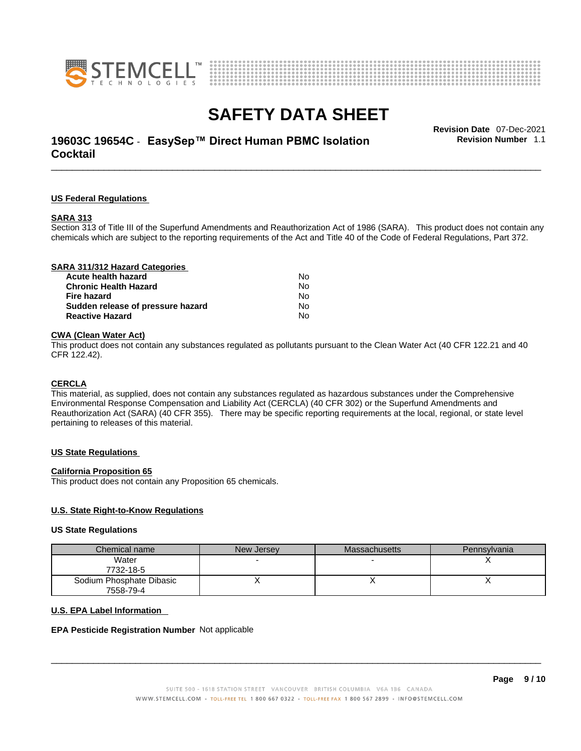## US Federal Regulations

### SARA 313

Section 313 of Title III of the Superfund Amendments and Reauthorization Act of 1986 (SARA). This product does not contain any chemicals which are subject to the reporting requirements of the Act and Title 40 of the Code of Federal Regulations, Part 372.

### SARA 311/312 Hazard Categories

| | |
|---|---|
| **Acute health hazard** | No |
| **Chronic Health Hazard** | No |
| **Fire hazard** | No |
| **Sudden release of pressure hazard** | No |
| **Reactive Hazard** | No |

### CWA (Clean Water Act)

This product does not contain any substances regulated as pollutants pursuant to the Clean Water Act (40 CFR 122.21 and 40 CFR 122.42).

### CERCLA

This material, as supplied, does not contain any substances regulated as hazardous substances under the Comprehensive Environmental Response Compensation and Liability Act (CERCLA) (40 CFR 302) or the Superfund Amendments and Reauthorization Act (SARA) (40 CFR 355). There may be specific reporting requirements at the local, regional, or state level pertaining to releases of this material.

## US State Regulations

### California Proposition 65

This product does not contain any Proposition 65 chemicals.

### U.S. State Right-to-Know Regulations

**US State Regulations**

| Chemical name | New Jersey | Massachusetts | Pennsylvania |
|---|---|---|---|
| Water<br>7732-18-5 | - | - | X |
| Sodium Phosphate Dibasic<br>7558-79-4 | X | X | X |

### U.S. EPA Label Information

**EPA Pesticide Registration Number** Not applicable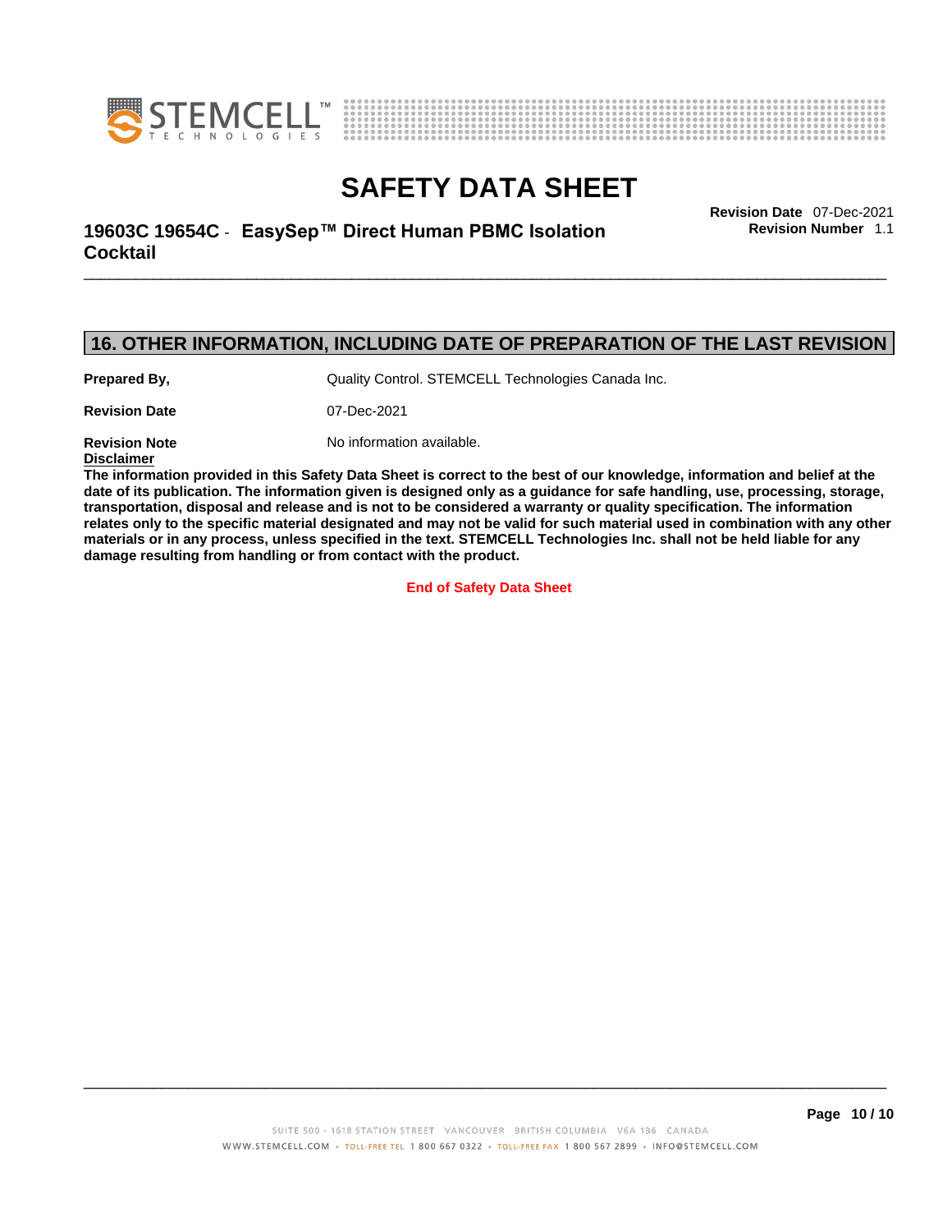## 16. OTHER INFORMATION, INCLUDING DATE OF PREPARATION OF THE LAST REVISION

| | |
|---|---|
| **Prepared By,** | Quality Control. STEMCELL Technologies Canada Inc. |
| **Revision Date** | 07-Dec-2021 |
| **Revision Note** | No information available. |

**Disclaimer**

**The information provided in this Safety Data Sheet is correct to the best of our knowledge, information and belief at the date of its publication. The information given is designed only as a guidance for safe handling, use, processing, storage, transportation, disposal and release and is not to be considered a warranty or quality specification. The information relates only to the specific material designated and may not be valid for such material used in combination with any other materials or in any process, unless specified in the text. STEMCELL Technologies Inc. shall not be held liable for any damage resulting from handling or from contact with the product.**

**End of Safety Data Sheet**